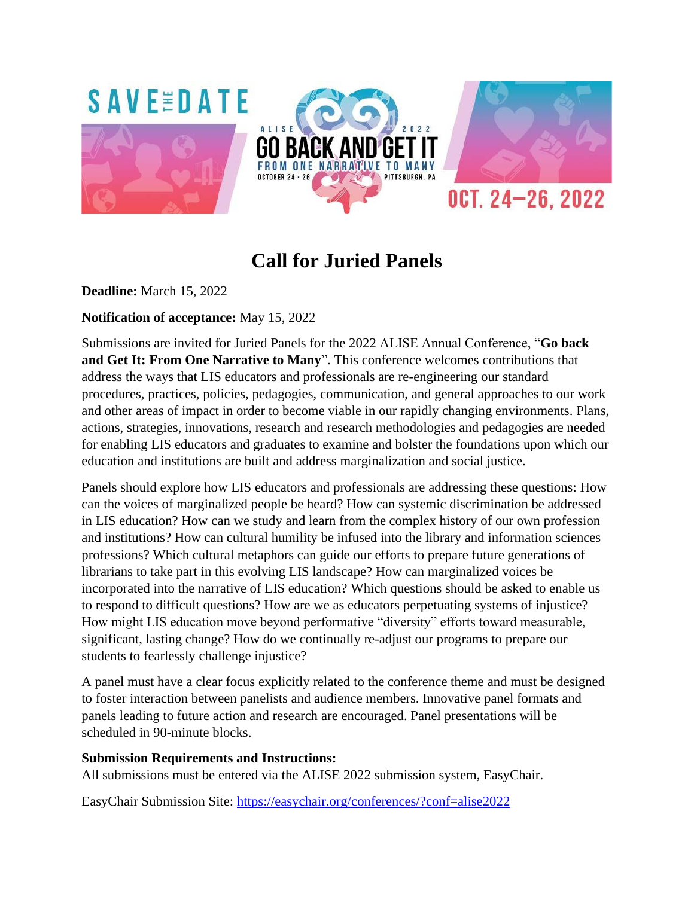# Call for Juried Panels

**Deadline:** March 15, 2022

**Notification of acceptance:** May 15, 2022

Submissions are invited for Juried Panels for the 2022 ALISE Annual Conference, "**Go back and Get It: From One Narrative to Many**". This conference welcomes contributions that address the ways that LIS educators and professionals are re-engineering our standard procedures, practices, policies, pedagogies, communication, and general approaches to our work and other areas of impact in order to become viable in our rapidly changing environments. Plans, actions, strategies, innovations, research and research methodologies and pedagogies are needed for enabling LIS educators and graduates to examine and bolster the foundations upon which our education and institutions are built and address marginalization and social justice.

Panels should explore how LIS educators and professionals are addressing these questions: How can the voices of marginalized people be heard? How can systemic discrimination be addressed in LIS education? How can we study and learn from the complex history of our own profession and institutions? How can cultural humility be infused into the library and information sciences professions? Which cultural metaphors can guide our efforts to prepare future generations of librarians to take part in this evolving LIS landscape? How can marginalized voices be incorporated into the narrative of LIS education? Which questions should be asked to enable us to respond to difficult questions? How are we as educators perpetuating systems of injustice? How might LIS education move beyond performative "diversity" efforts toward measurable, significant, lasting change? How do we continually re-adjust our programs to prepare our students to fearlessly challenge injustice?

A panel must have a clear focus explicitly related to the conference theme and must be designed to foster interaction between panelists and audience members. Innovative panel formats and panels leading to future action and research are encouraged. Panel presentations will be scheduled in 90-minute blocks.

**Submission Requirements and Instructions:**
All submissions must be entered via the ALISE 2022 submission system, EasyChair.

EasyChair Submission Site: https://easychair.org/conferences/?conf=alise2022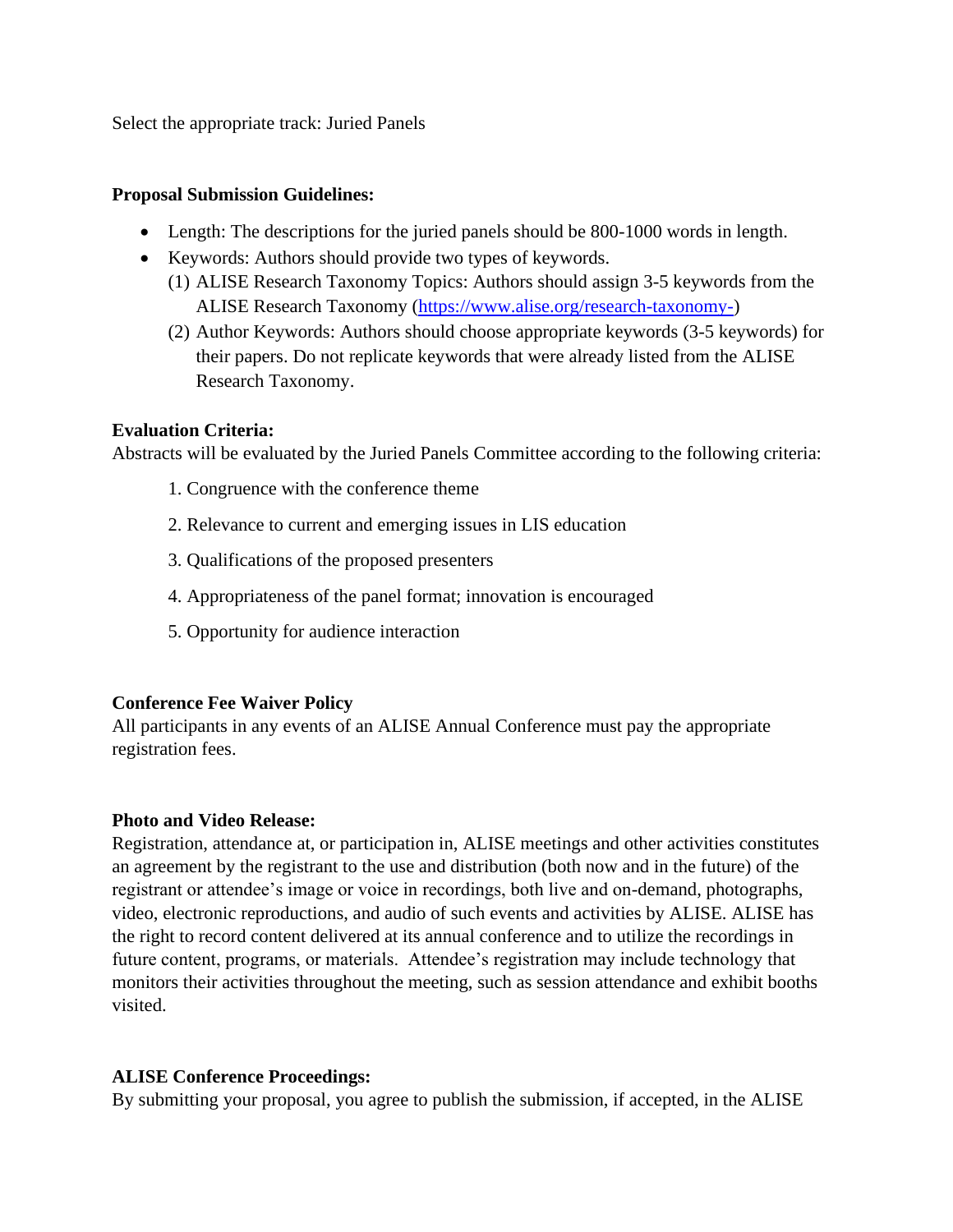Select the appropriate track: Juried Panels

**Proposal Submission Guidelines:**

- Length: The descriptions for the juried panels should be 800-1000 words in length.
- Keywords: Authors should provide two types of keywords.
  (1) ALISE Research Taxonomy Topics: Authors should assign 3-5 keywords from the ALISE Research Taxonomy ([https://www.alise.org/research-taxonomy-](https://www.alise.org/research-taxonomy-))
  (2) Author Keywords: Authors should choose appropriate keywords (3-5 keywords) for their papers. Do not replicate keywords that were already listed from the ALISE Research Taxonomy.

**Evaluation Criteria:**
Abstracts will be evaluated by the Juried Panels Committee according to the following criteria:

1. Congruence with the conference theme
2. Relevance to current and emerging issues in LIS education
3. Qualifications of the proposed presenters
4. Appropriateness of the panel format; innovation is encouraged
5. Opportunity for audience interaction

**Conference Fee Waiver Policy**
All participants in any events of an ALISE Annual Conference must pay the appropriate registration fees.

**Photo and Video Release:**
Registration, attendance at, or participation in, ALISE meetings and other activities constitutes an agreement by the registrant to the use and distribution (both now and in the future) of the registrant or attendee's image or voice in recordings, both live and on-demand, photographs, video, electronic reproductions, and audio of such events and activities by ALISE. ALISE has the right to record content delivered at its annual conference and to utilize the recordings in future content, programs, or materials. Attendee's registration may include technology that monitors their activities throughout the meeting, such as session attendance and exhibit booths visited.

**ALISE Conference Proceedings:**
By submitting your proposal, you agree to publish the submission, if accepted, in the ALISE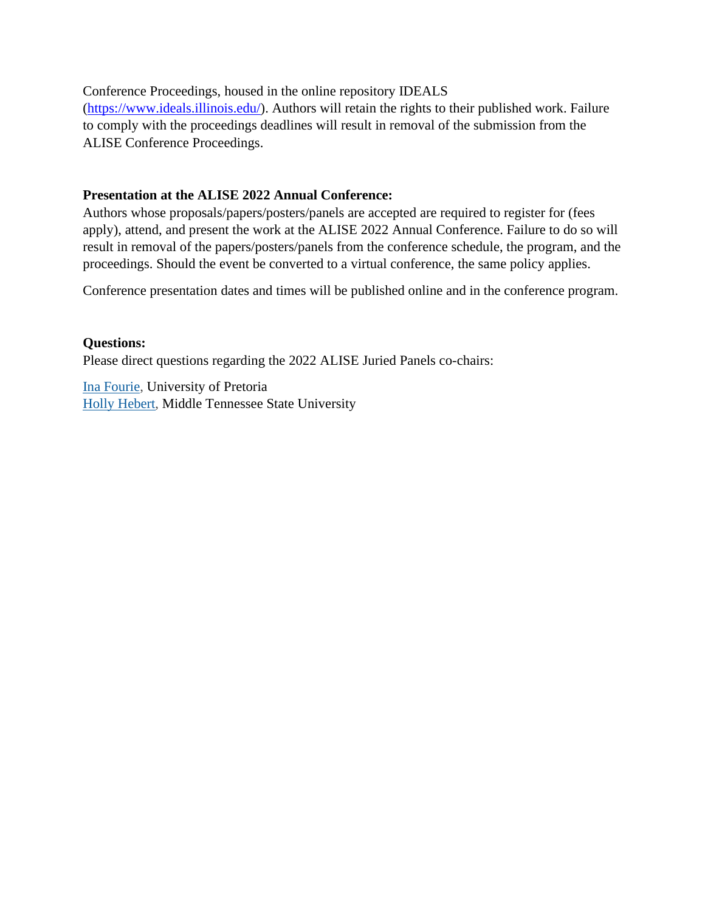Conference Proceedings, housed in the online repository IDEALS (https://www.ideals.illinois.edu/). Authors will retain the rights to their published work. Failure to comply with the proceedings deadlines will result in removal of the submission from the ALISE Conference Proceedings.

**Presentation at the ALISE 2022 Annual Conference:**

Authors whose proposals/papers/posters/panels are accepted are required to register for (fees apply), attend, and present the work at the ALISE 2022 Annual Conference. Failure to do so will result in removal of the papers/posters/panels from the conference schedule, the program, and the proceedings. Should the event be converted to a virtual conference, the same policy applies.

Conference presentation dates and times will be published online and in the conference program.

**Questions:**

Please direct questions regarding the 2022 ALISE Juried Panels co-chairs:

Ina Fourie, University of Pretoria
Holly Hebert, Middle Tennessee State University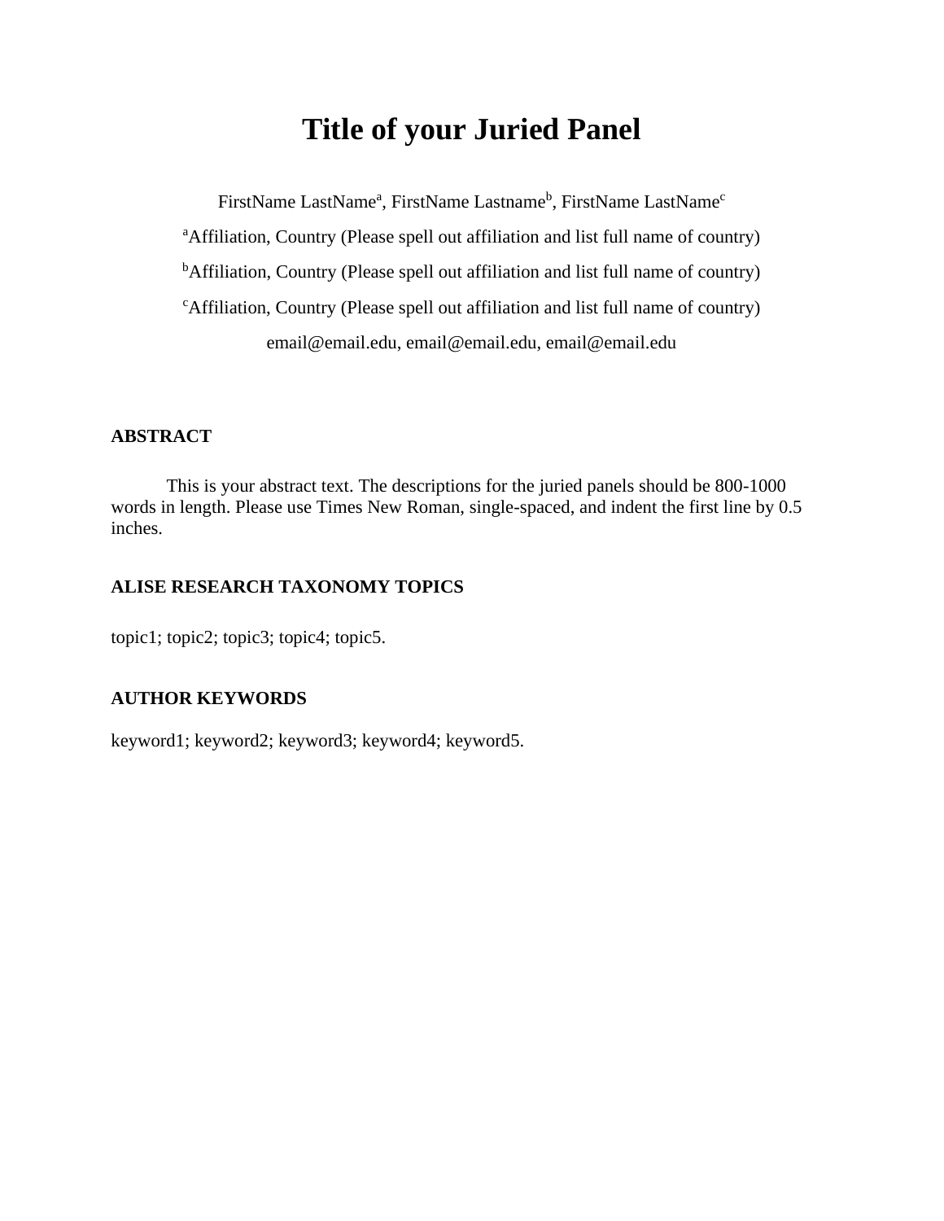# Title of your Juried Panel

FirstName LastName[a], FirstName Lastname[b], FirstName LastName[c]

[a]Affiliation, Country (Please spell out affiliation and list full name of country)

[b]Affiliation, Country (Please spell out affiliation and list full name of country)

[c]Affiliation, Country (Please spell out affiliation and list full name of country)

email@email.edu, email@email.edu, email@email.edu

## ABSTRACT

This is your abstract text. The descriptions for the juried panels should be 800-1000 words in length. Please use Times New Roman, single-spaced, and indent the first line by 0.5 inches.

## ALISE RESEARCH TAXONOMY TOPICS

topic1; topic2; topic3; topic4; topic5.

## AUTHOR KEYWORDS

keyword1; keyword2; keyword3; keyword4; keyword5.